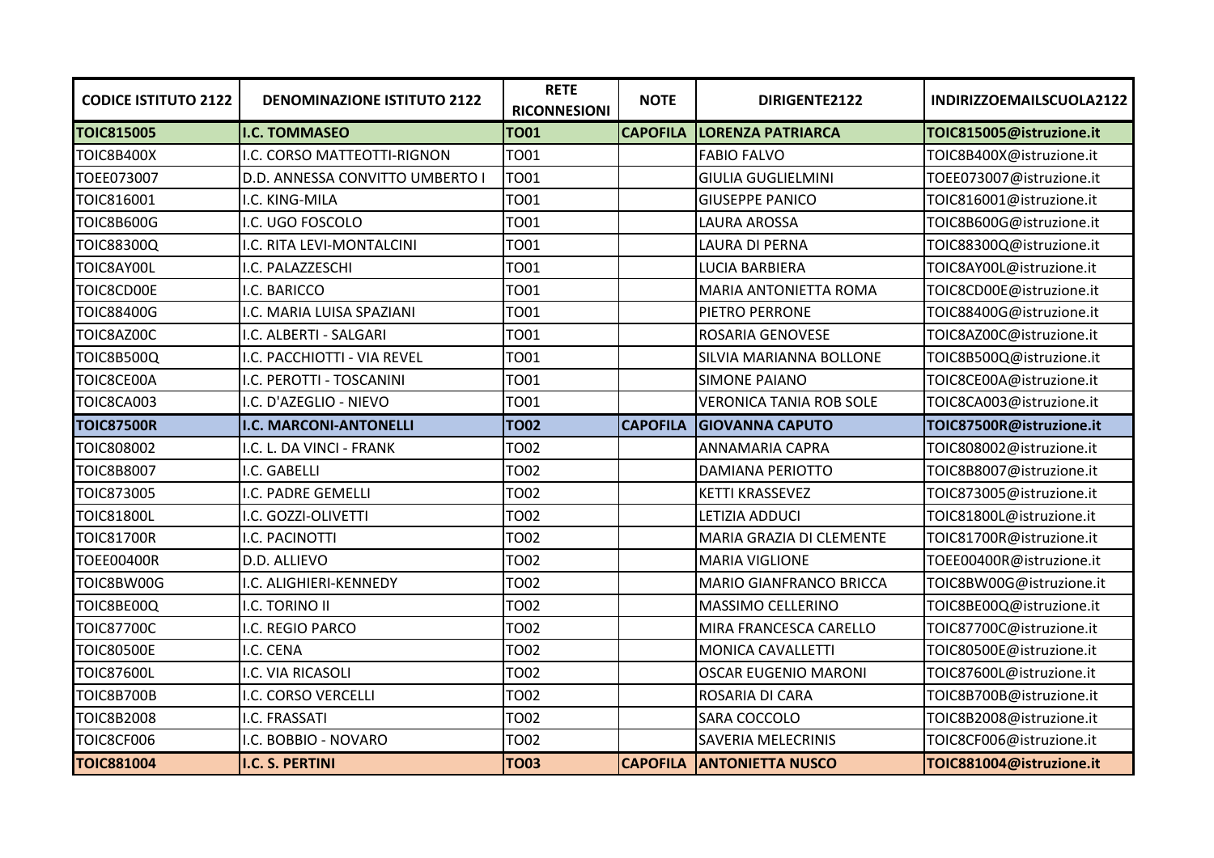| CODICE ISTITUTO 2122 | DENOMINAZIONE ISTITUTO 2122 | RETE RICONNESIONI | NOTE | DIRIGENTE2122 | INDIRIZZOEMAILSCUOLA2122 |
|---|---|---|---|---|---|
| **TOIC815005** | **I.C. TOMMASEO** | **TO01** | **CAPOFILA** | **LORENZA PATRIARCA** | **TOIC815005@istruzione.it** |
| TOIC8B400X | I.C. CORSO MATTEOTTI-RIGNON | TO01 | | FABIO FALVO | TOIC8B400X@istruzione.it |
| TOEE073007 | D.D. ANNESSA CONVITTO UMBERTO I | TO01 | | GIULIA GUGLIELMINI | TOEE073007@istruzione.it |
| TOIC816001 | I.C. KING-MILA | TO01 | | GIUSEPPE PANICO | TOIC816001@istruzione.it |
| TOIC8B600G | I.C. UGO FOSCOLO | TO01 | | LAURA AROSSA | TOIC8B600G@istruzione.it |
| TOIC88300Q | I.C. RITA LEVI-MONTALCINI | TO01 | | LAURA DI PERNA | TOIC88300Q@istruzione.it |
| TOIC8AY00L | I.C. PALAZZESCHI | TO01 | | LUCIA BARBIERA | TOIC8AY00L@istruzione.it |
| TOIC8CD00E | I.C. BARICCO | TO01 | | MARIA ANTONIETTA ROMA | TOIC8CD00E@istruzione.it |
| TOIC88400G | I.C. MARIA LUISA SPAZIANI | TO01 | | PIETRO PERRONE | TOIC88400G@istruzione.it |
| TOIC8AZ00C | I.C. ALBERTI - SALGARI | TO01 | | ROSARIA GENOVESE | TOIC8AZ00C@istruzione.it |
| TOIC8B500Q | I.C. PACCHIOTTI - VIA REVEL | TO01 | | SILVIA MARIANNA BOLLONE | TOIC8B500Q@istruzione.it |
| TOIC8CE00A | I.C. PEROTTI - TOSCANINI | TO01 | | SIMONE PAIANO | TOIC8CE00A@istruzione.it |
| TOIC8CA003 | I.C. D'AZEGLIO - NIEVO | TO01 | | VERONICA TANIA ROB SOLE | TOIC8CA003@istruzione.it |
| **TOIC87500R** | **I.C. MARCONI-ANTONELLI** | **TO02** | **CAPOFILA** | **GIOVANNA CAPUTO** | **TOIC87500R@istruzione.it** |
| TOIC808002 | I.C. L. DA VINCI - FRANK | TO02 | | ANNAMARIA CAPRA | TOIC808002@istruzione.it |
| TOIC8B8007 | I.C. GABELLI | TO02 | | DAMIANA PERIOTTO | TOIC8B8007@istruzione.it |
| TOIC873005 | I.C. PADRE GEMELLI | TO02 | | KETTI KRASSEVEZ | TOIC873005@istruzione.it |
| TOIC81800L | I.C. GOZZI-OLIVETTI | TO02 | | LETIZIA ADDUCI | TOIC81800L@istruzione.it |
| TOIC81700R | I.C. PACINOTTI | TO02 | | MARIA GRAZIA DI CLEMENTE | TOIC81700R@istruzione.it |
| TOEE00400R | D.D. ALLIEVO | TO02 | | MARIA VIGLIONE | TOEE00400R@istruzione.it |
| TOIC8BW00G | I.C. ALIGHIERI-KENNEDY | TO02 | | MARIO GIANFRANCO BRICCA | TOIC8BW00G@istruzione.it |
| TOIC8BE00Q | I.C. TORINO II | TO02 | | MASSIMO CELLERINO | TOIC8BE00Q@istruzione.it |
| TOIC87700C | I.C. REGIO PARCO | TO02 | | MIRA FRANCESCA CARELLO | TOIC87700C@istruzione.it |
| TOIC80500E | I.C. CENA | TO02 | | MONICA CAVALLETTI | TOIC80500E@istruzione.it |
| TOIC87600L | I.C. VIA RICASOLI | TO02 | | OSCAR EUGENIO MARONI | TOIC87600L@istruzione.it |
| TOIC8B700B | I.C. CORSO VERCELLI | TO02 | | ROSARIA DI CARA | TOIC8B700B@istruzione.it |
| TOIC8B2008 | I.C. FRASSATI | TO02 | | SARA COCCOLO | TOIC8B2008@istruzione.it |
| TOIC8CF006 | I.C. BOBBIO - NOVARO | TO02 | | SAVERIA MELECRINIS | TOIC8CF006@istruzione.it |
| **TOIC881004** | **I.C. S. PERTINI** | **TO03** | **CAPOFILA** | **ANTONIETTA NUSCO** | **TOIC881004@istruzione.it** |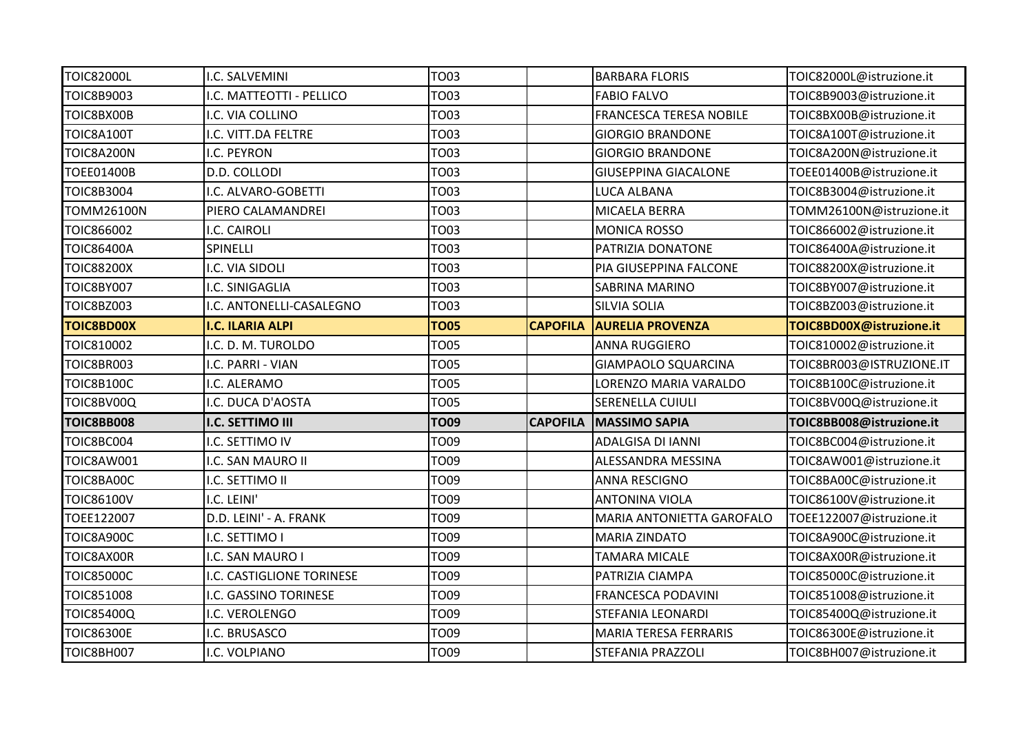| TOIC82000L | I.C. SALVEMINI | TO03 | | BARBARA FLORIS | TOIC82000L@istruzione.it |
|---|---|---|---|---|---|
| TOIC8B9003 | I.C. MATTEOTTI - PELLICO | TO03 | | FABIO FALVO | TOIC8B9003@istruzione.it |
| TOIC8BX00B | I.C. VIA COLLINO | TO03 | | FRANCESCA TERESA NOBILE | TOIC8BX00B@istruzione.it |
| TOIC8A100T | I.C. VITT.DA FELTRE | TO03 | | GIORGIO BRANDONE | TOIC8A100T@istruzione.it |
| TOIC8A200N | I.C. PEYRON | TO03 | | GIORGIO BRANDONE | TOIC8A200N@istruzione.it |
| TOEE01400B | D.D. COLLODI | TO03 | | GIUSEPPINA GIACALONE | TOEE01400B@istruzione.it |
| TOIC8B3004 | I.C. ALVARO-GOBETTI | TO03 | | LUCA ALBANA | TOIC8B3004@istruzione.it |
| TOMM26100N | PIERO CALAMANDREI | TO03 | | MICAELA BERRA | TOMM26100N@istruzione.it |
| TOIC866002 | I.C. CAIROLI | TO03 | | MONICA ROSSO | TOIC866002@istruzione.it |
| TOIC86400A | SPINELLI | TO03 | | PATRIZIA DONATONE | TOIC86400A@istruzione.it |
| TOIC88200X | I.C. VIA SIDOLI | TO03 | | PIA GIUSEPPINA FALCONE | TOIC88200X@istruzione.it |
| TOIC8BY007 | I.C. SINIGAGLIA | TO03 | | SABRINA MARINO | TOIC8BY007@istruzione.it |
| TOIC8BZ003 | I.C. ANTONELLI-CASALEGNO | TO03 | | SILVIA SOLIA | TOIC8BZ003@istruzione.it |
| **TOIC8BD00X** | **I.C. ILARIA ALPI** | **TO05** | **CAPOFILA** | **AURELIA PROVENZA** | **TOIC8BD00X@istruzione.it** |
| TOIC810002 | I.C. D. M. TUROLDO | TO05 | | ANNA RUGGIERO | TOIC810002@istruzione.it |
| TOIC8BR003 | I.C. PARRI - VIAN | TO05 | | GIAMPAOLO SQUARCINA | TOIC8BR003@ISTRUZIONE.IT |
| TOIC8B100C | I.C. ALERAMO | TO05 | | LORENZO MARIA VARALDO | TOIC8B100C@istruzione.it |
| TOIC8BV00Q | I.C. DUCA D'AOSTA | TO05 | | SERENELLA CUIULI | TOIC8BV00Q@istruzione.it |
| **TOIC8BB008** | **I.C. SETTIMO III** | **TO09** | **CAPOFILA** | **MASSIMO SAPIA** | **TOIC8BB008@istruzione.it** |
| TOIC8BC004 | I.C. SETTIMO IV | TO09 | | ADALGISA DI IANNI | TOIC8BC004@istruzione.it |
| TOIC8AW001 | I.C. SAN MAURO II | TO09 | | ALESSANDRA MESSINA | TOIC8AW001@istruzione.it |
| TOIC8BA00C | I.C. SETTIMO II | TO09 | | ANNA RESCIGNO | TOIC8BA00C@istruzione.it |
| TOIC86100V | I.C. LEINI' | TO09 | | ANTONINA VIOLA | TOIC86100V@istruzione.it |
| TOEE122007 | D.D. LEINI' - A. FRANK | TO09 | | MARIA ANTONIETTA GAROFALO | TOEE122007@istruzione.it |
| TOIC8A900C | I.C. SETTIMO I | TO09 | | MARIA ZINDATO | TOIC8A900C@istruzione.it |
| TOIC8AX00R | I.C. SAN MAURO I | TO09 | | TAMARA MICALE | TOIC8AX00R@istruzione.it |
| TOIC85000C | I.C. CASTIGLIONE TORINESE | TO09 | | PATRIZIA CIAMPA | TOIC85000C@istruzione.it |
| TOIC851008 | I.C. GASSINO TORINESE | TO09 | | FRANCESCA PODAVINI | TOIC851008@istruzione.it |
| TOIC85400Q | I.C. VEROLENGO | TO09 | | STEFANIA LEONARDI | TOIC85400Q@istruzione.it |
| TOIC86300E | I.C. BRUSASCO | TO09 | | MARIA TERESA FERRARIS | TOIC86300E@istruzione.it |
| TOIC8BH007 | I.C. VOLPIANO | TO09 | | STEFANIA PRAZZOLI | TOIC8BH007@istruzione.it |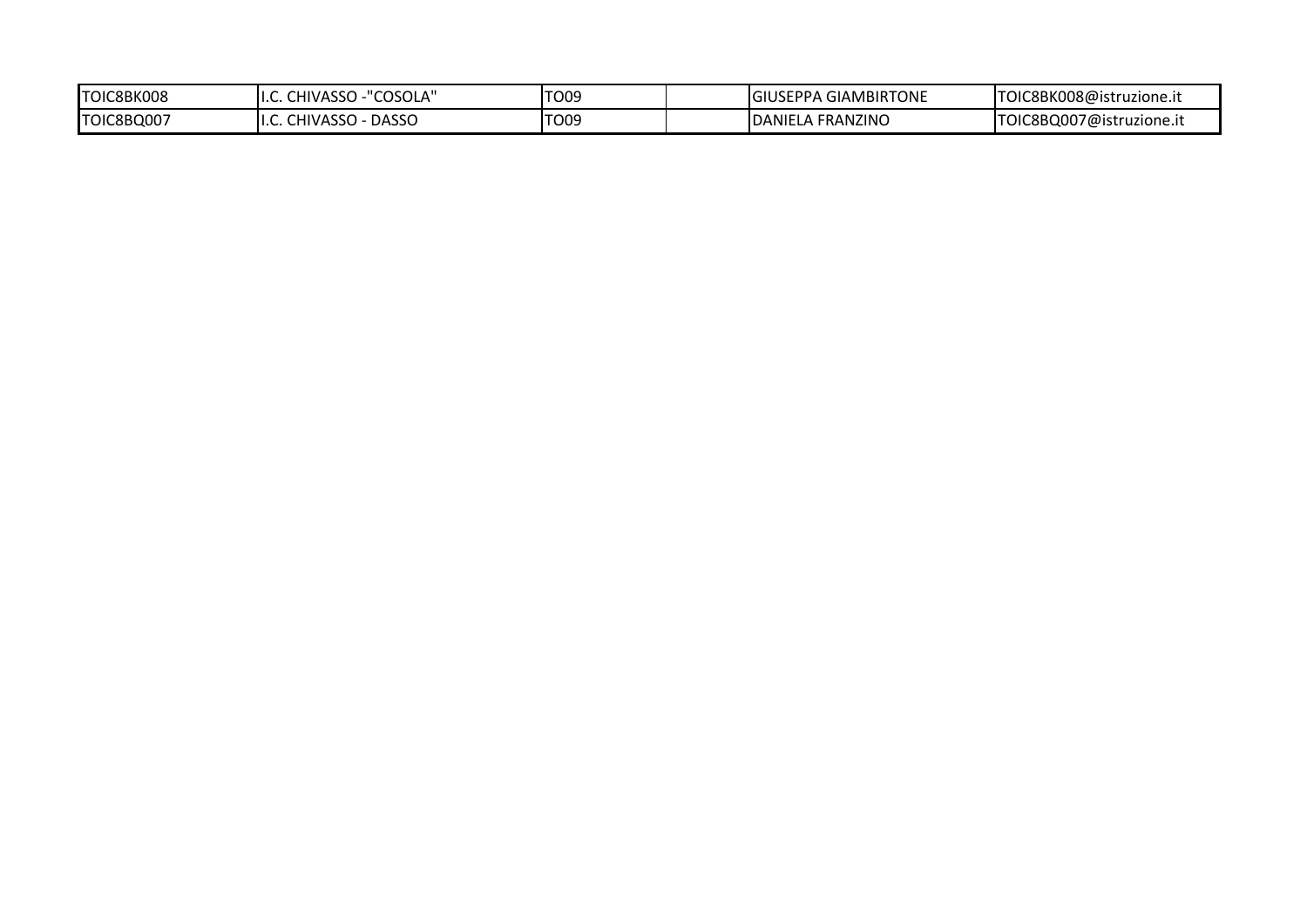| | | | | | |
|---|---|---|---|---|---|
| TOIC8BK008 | I.C. CHIVASSO -"COSOLA" | TO09 | | GIUSEPPA GIAMBIRTONE | TOIC8BK008@istruzione.it |
| TOIC8BQ007 | I.C. CHIVASSO - DASSO | TO09 | | DANIELA FRANZINO | TOIC8BQ007@istruzione.it |